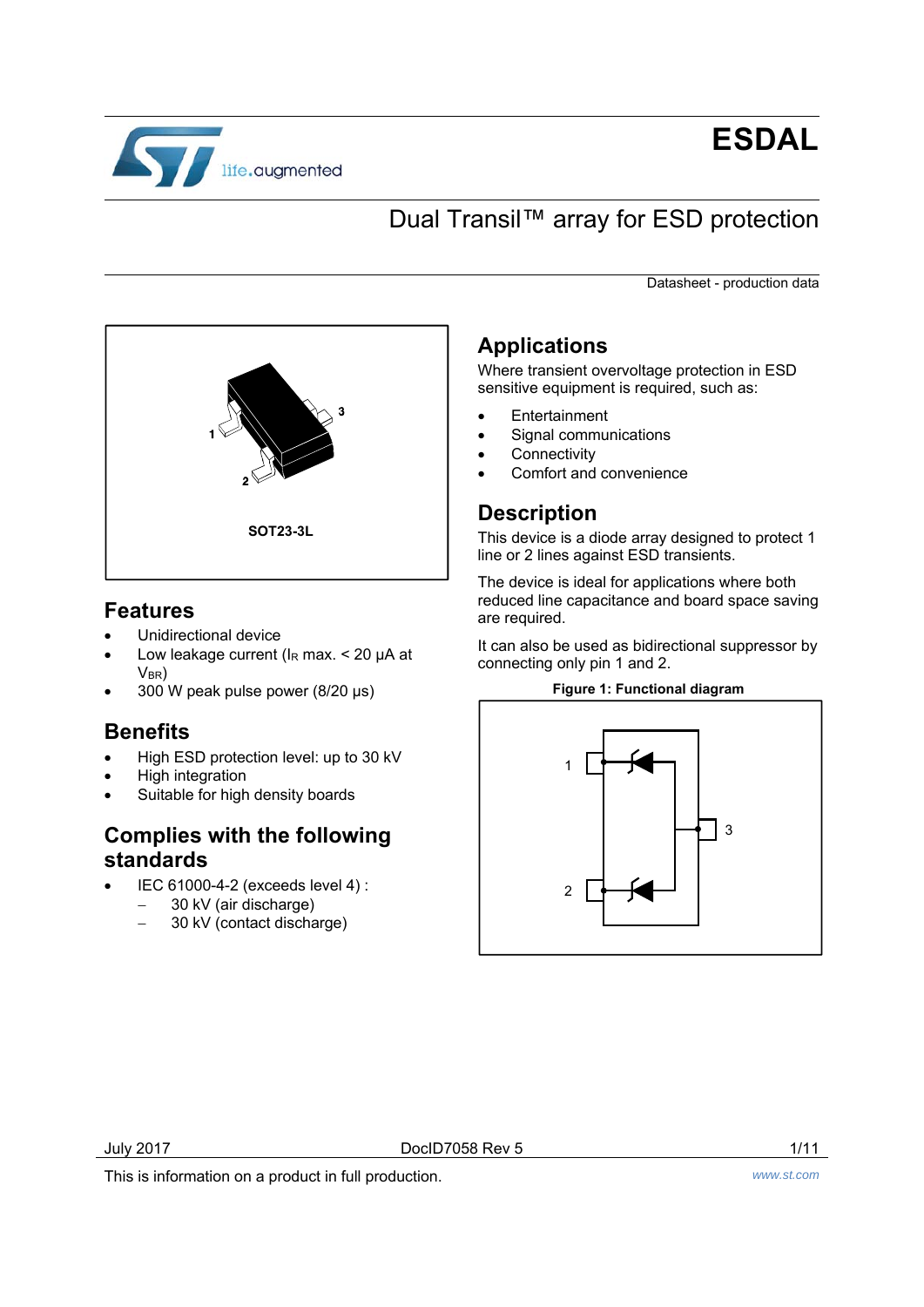# ESDAL

## Dual Transil™ array for ESD protection

Datasheet - production data

SOT23-3L

## Features

- Unidirectional device
- Low leakage current ($I_R$ max. < 20 µA at $V_{BR}$)
- 300 W peak pulse power (8/20 µs)

## Benefits

- High ESD protection level: up to 30 kV
- High integration
- Suitable for high density boards

## Complies with the following standards

- IEC 61000-4-2 (exceeds level 4) :
  - 30 kV (air discharge)
  - 30 kV (contact discharge)

## Applications

Where transient overvoltage protection in ESD sensitive equipment is required, such as:

- Entertainment
- Signal communications
- Connectivity
- Comfort and convenience

## Description

This device is a diode array designed to protect 1 line or 2 lines against ESD transients.

The device is ideal for applications where both reduced line capacitance and board space saving are required.

It can also be used as bidirectional suppressor by connecting only pin 1 and 2.

**Figure 1: Functional diagram**

July 2017 DocID7058 Rev 5

This is information on a product in full production.

www.st.com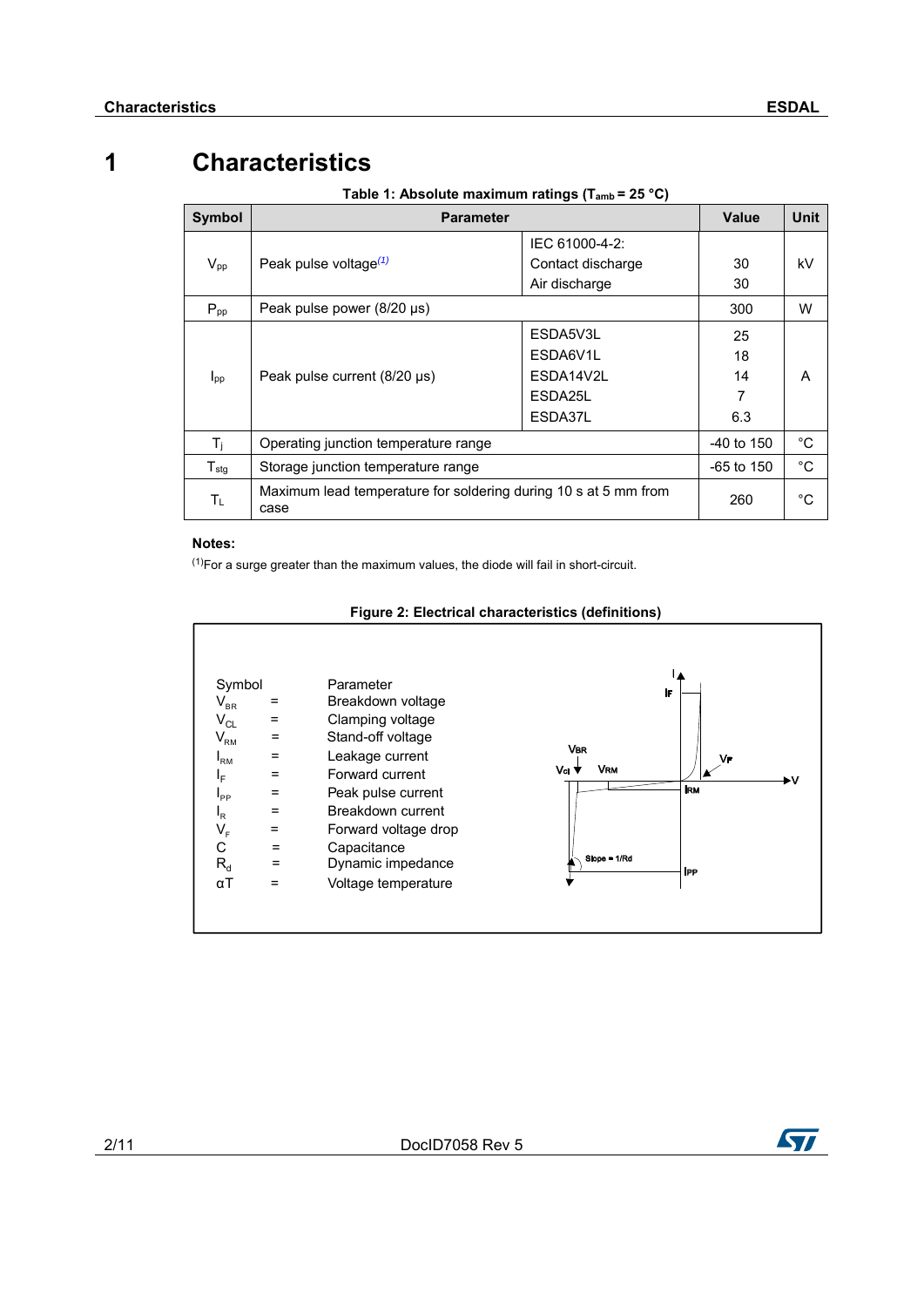# 1 Characteristics

**Table 1: Absolute maximum ratings ($T_{amb}$ = 25 °C)**

| Symbol | Parameter | | Value | Unit |
|---|---|---|---|---|
| $V_{pp}$ | Peak pulse voltage[(1)] | IEC 61000-4-2:<br>Contact discharge<br>Air discharge | <br>30<br>30 | kV |
| $P_{pp}$ | Peak pulse power (8/20 µs) | | 300 | W |
| $I_{pp}$ | Peak pulse current (8/20 µs) | ESDA5V3L<br>ESDA6V1L<br>ESDA14V2L<br>ESDA25L<br>ESDA37L | 25<br>18<br>14<br>7<br>6.3 | A |
| $T_j$ | Operating junction temperature range | | -40 to 150 | °C |
| $T_{stg}$ | Storage junction temperature range | | -65 to 150 | °C |
| $T_L$ | Maximum lead temperature for soldering during 10 s at 5 mm from case | | 260 | °C |

**Notes:**

[(1)]For a surge greater than the maximum values, the diode will fail in short-circuit.

**Figure 2: Electrical characteristics (definitions)**

| Symbol | | Parameter |
|---|---|---|
| $V_{BR}$ | = | Breakdown voltage |
| $V_{CL}$ | = | Clamping voltage |
| $V_{RM}$ | = | Stand-off voltage |
| $I_{RM}$ | = | Leakage current |
| $I_F$ | = | Forward current |
| $I_{PP}$ | = | Peak pulse current |
| $I_R$ | = | Breakdown current |
| $V_F$ | = | Forward voltage drop |
| C | = | Capacitance |
| $R_d$ | = | Dynamic impedance |
| αT | = | Voltage temperature |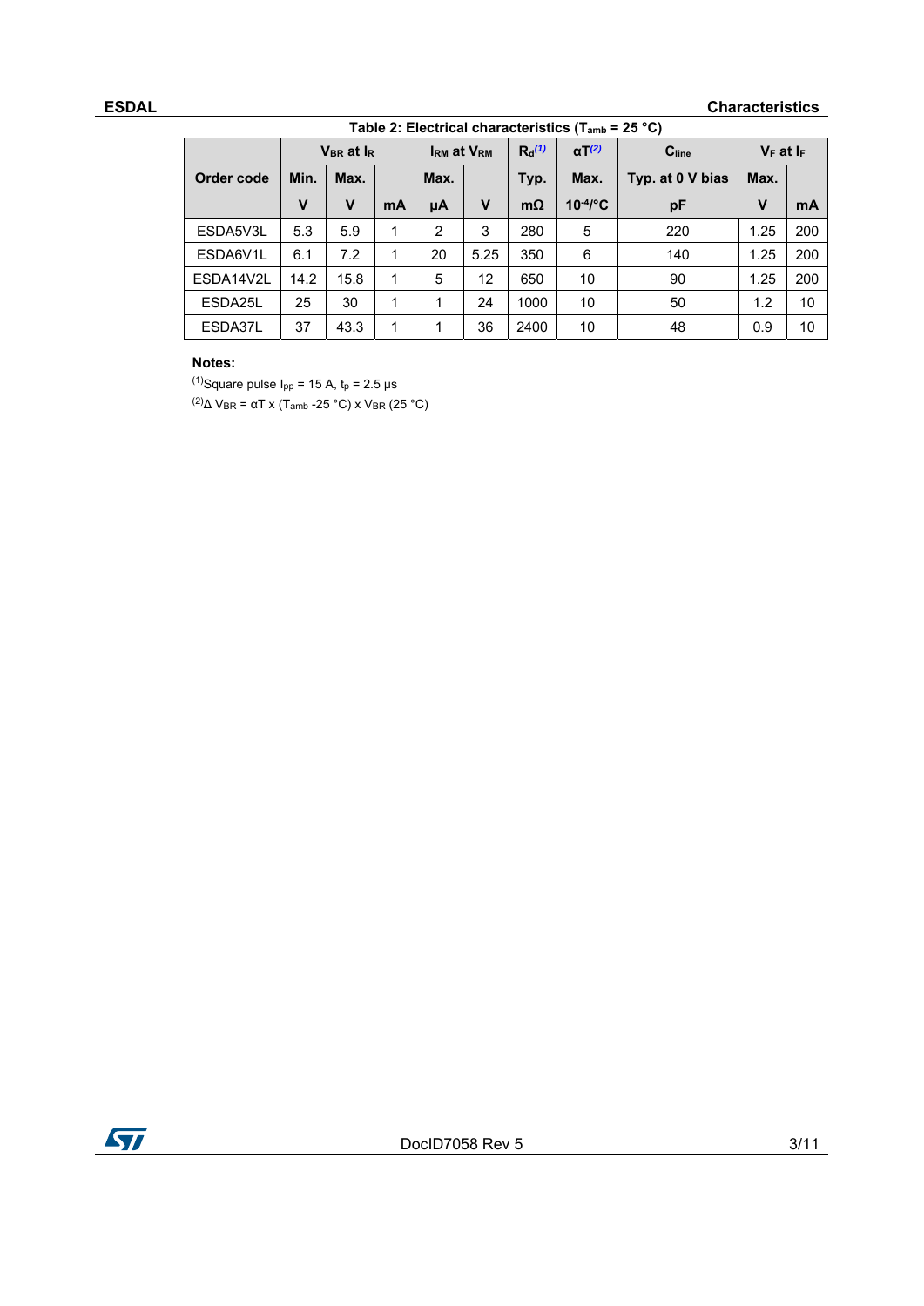Table 2: Electrical characteristics ($T_{amb}$ = 25 °C)

| Order code | $V_{BR}$ at $I_R$ | | | $I_{RM}$ at $V_{RM}$ | | $R_d$(1) | $\alpha T$(2) | $C_{line}$ | $V_F$ at $I_F$ | |
|---|---|---|---|---|---|---|---|---|---|---|
| | Min. | Max. | | Max. | | Typ. | Max. | Typ. at 0 V bias | Max. | |
| | V | V | mA | µA | V | mΩ | $10^{-4}$/°C | pF | V | mA |
| ESDA5V3L | 5.3 | 5.9 | 1 | 2 | 3 | 280 | 5 | 220 | 1.25 | 200 |
| ESDA6V1L | 6.1 | 7.2 | 1 | 20 | 5.25 | 350 | 6 | 140 | 1.25 | 200 |
| ESDA14V2L | 14.2 | 15.8 | 1 | 5 | 12 | 650 | 10 | 90 | 1.25 | 200 |
| ESDA25L | 25 | 30 | 1 | 1 | 24 | 1000 | 10 | 50 | 1.2 | 10 |
| ESDA37L | 37 | 43.3 | 1 | 1 | 36 | 2400 | 10 | 48 | 0.9 | 10 |

**Notes:**

(1)Square pulse $I_{pp}$ = 15 A, $t_p$ = 2.5 µs

(2)$\Delta V_{BR} = \alpha T \times (T_{amb} - 25\text{ °C}) \times V_{BR}$ (25 °C)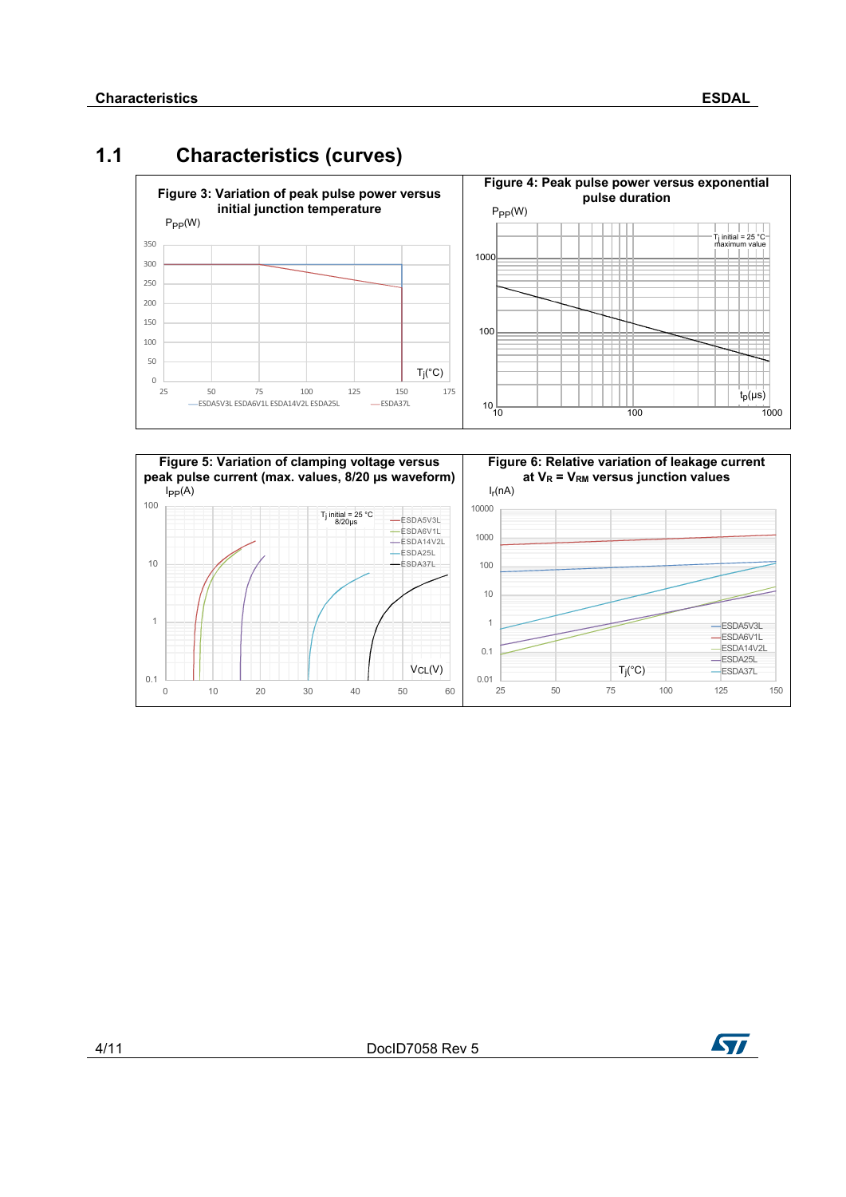## 1.1 Characteristics (curves)

**Figure 3: Variation of peak pulse power versus initial junction temperature**

**Figure 4: Peak pulse power versus exponential pulse duration**

**Figure 5: Variation of clamping voltage versus peak pulse current (max. values, 8/20 µs waveform)**

**Figure 6: Relative variation of leakage current at $V_R = V_{RM}$ versus junction values**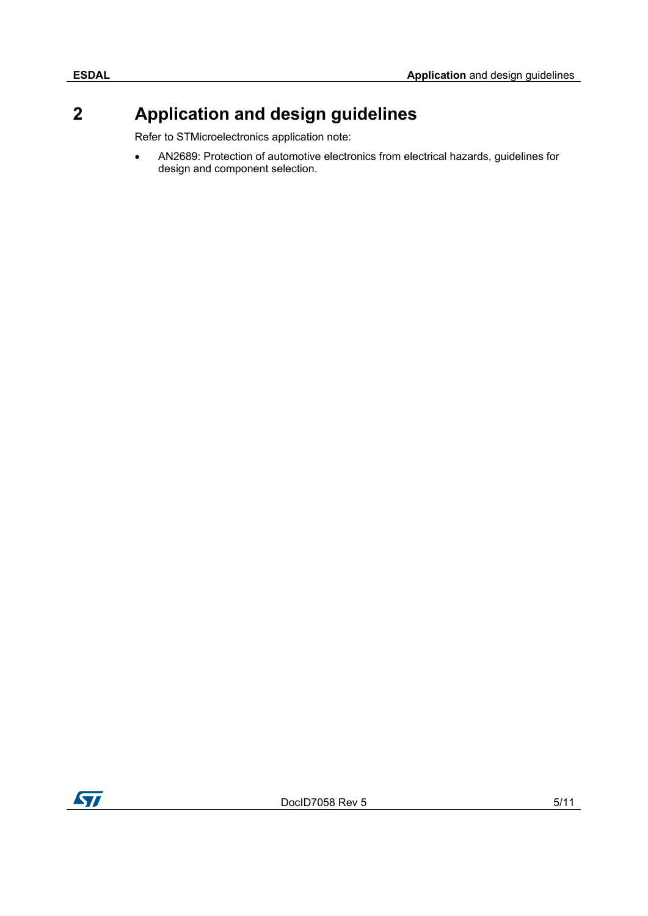# 2 Application and design guidelines

Refer to STMicroelectronics application note:

- AN2689: Protection of automotive electronics from electrical hazards, guidelines for design and component selection.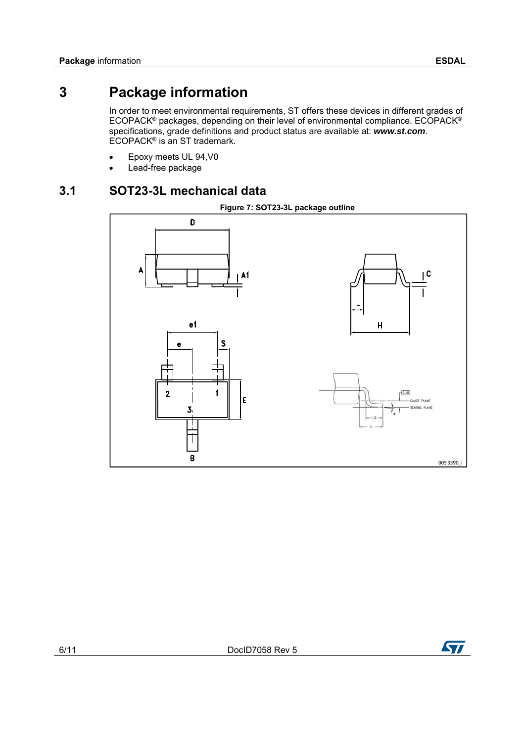# 3 Package information

In order to meet environmental requirements, ST offers these devices in different grades of ECOPACK® packages, depending on their level of environmental compliance. ECOPACK® specifications, grade definitions and product status are available at: ***www.st.com***. ECOPACK® is an ST trademark.

- Epoxy meets UL 94,V0
- Lead-free package

## 3.1 SOT23-3L mechanical data

**Figure 7: SOT23-3L package outline**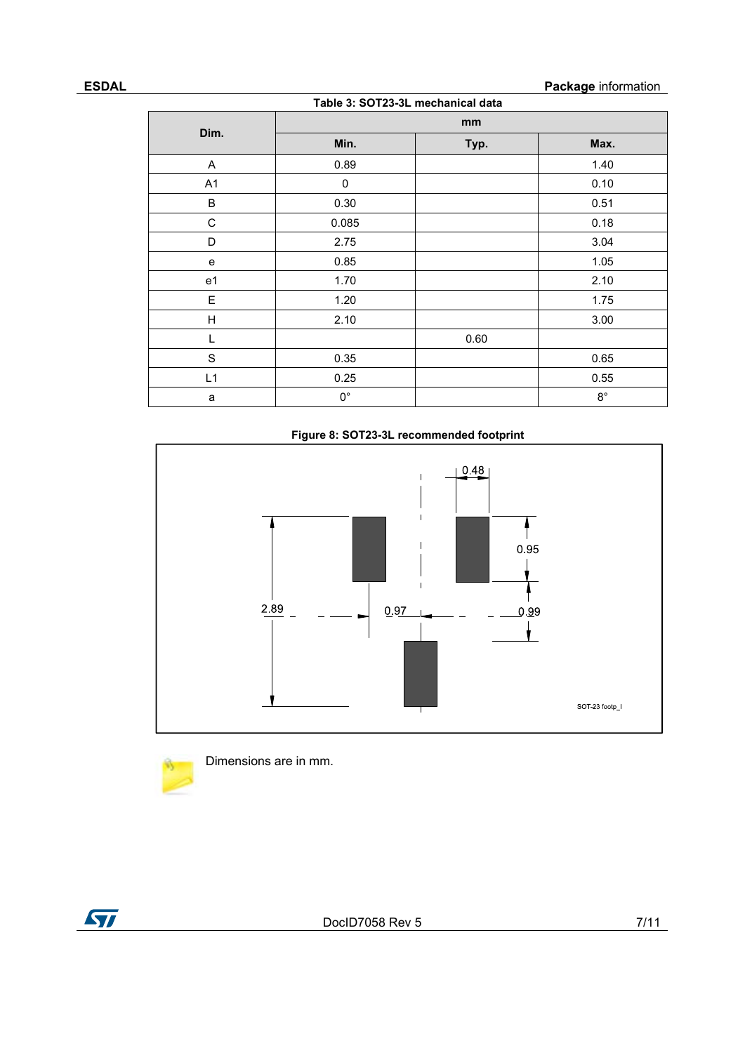Table 3: SOT23-3L mechanical data

| Dim. | mm | | |
|---|---|---|---|
| | Min. | Typ. | Max. |
| A | 0.89 | | 1.40 |
| A1 | 0 | | 0.10 |
| B | 0.30 | | 0.51 |
| C | 0.085 | | 0.18 |
| D | 2.75 | | 3.04 |
| e | 0.85 | | 1.05 |
| e1 | 1.70 | | 2.10 |
| E | 1.20 | | 1.75 |
| H | 2.10 | | 3.00 |
| L | | 0.60 | |
| S | 0.35 | | 0.65 |
| L1 | 0.25 | | 0.55 |
| a | 0° | | 8° |

Figure 8: SOT23-3L recommended footprint

Dimensions are in mm.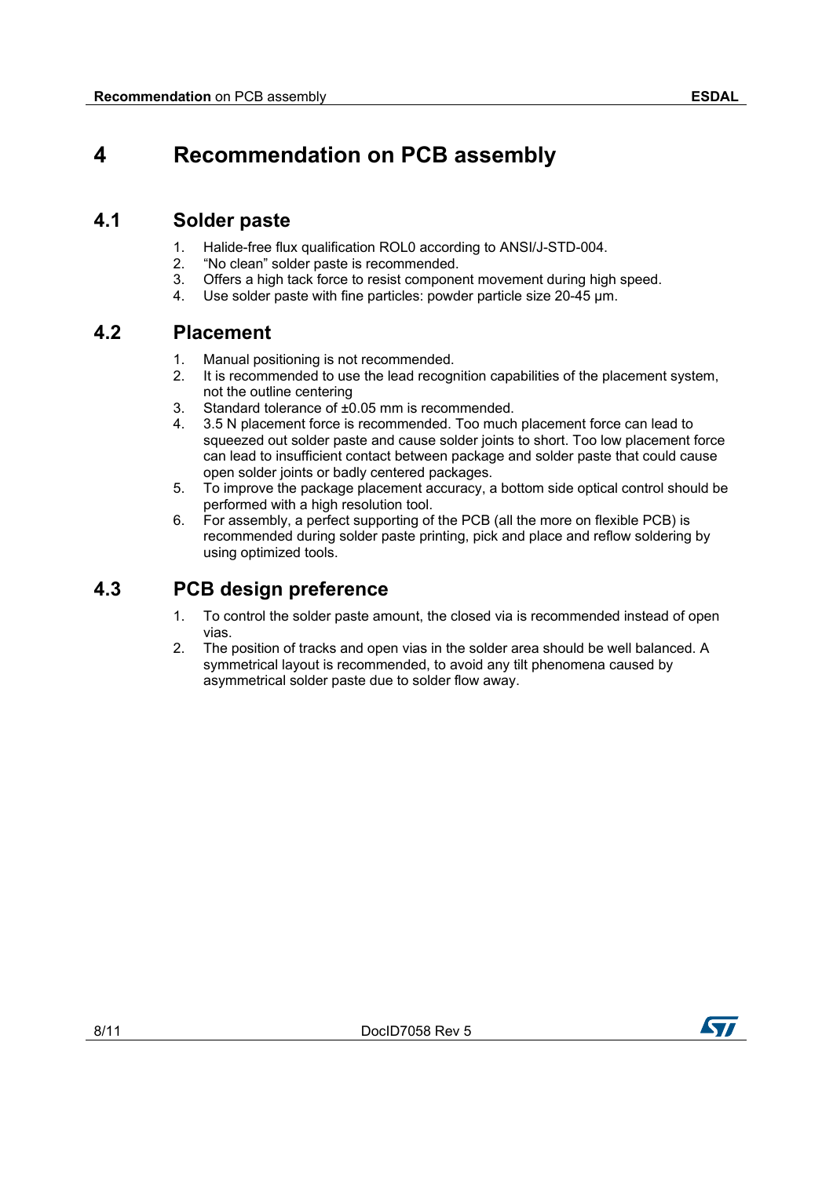# 4 Recommendation on PCB assembly

## 4.1 Solder paste

1. Halide-free flux qualification ROL0 according to ANSI/J-STD-004.
2. "No clean" solder paste is recommended.
3. Offers a high tack force to resist component movement during high speed.
4. Use solder paste with fine particles: powder particle size 20-45 µm.

## 4.2 Placement

1. Manual positioning is not recommended.
2. It is recommended to use the lead recognition capabilities of the placement system, not the outline centering
3. Standard tolerance of ±0.05 mm is recommended.
4. 3.5 N placement force is recommended. Too much placement force can lead to squeezed out solder paste and cause solder joints to short. Too low placement force can lead to insufficient contact between package and solder paste that could cause open solder joints or badly centered packages.
5. To improve the package placement accuracy, a bottom side optical control should be performed with a high resolution tool.
6. For assembly, a perfect supporting of the PCB (all the more on flexible PCB) is recommended during solder paste printing, pick and place and reflow soldering by using optimized tools.

## 4.3 PCB design preference

1. To control the solder paste amount, the closed via is recommended instead of open vias.
2. The position of tracks and open vias in the solder area should be well balanced. A symmetrical layout is recommended, to avoid any tilt phenomena caused by asymmetrical solder paste due to solder flow away.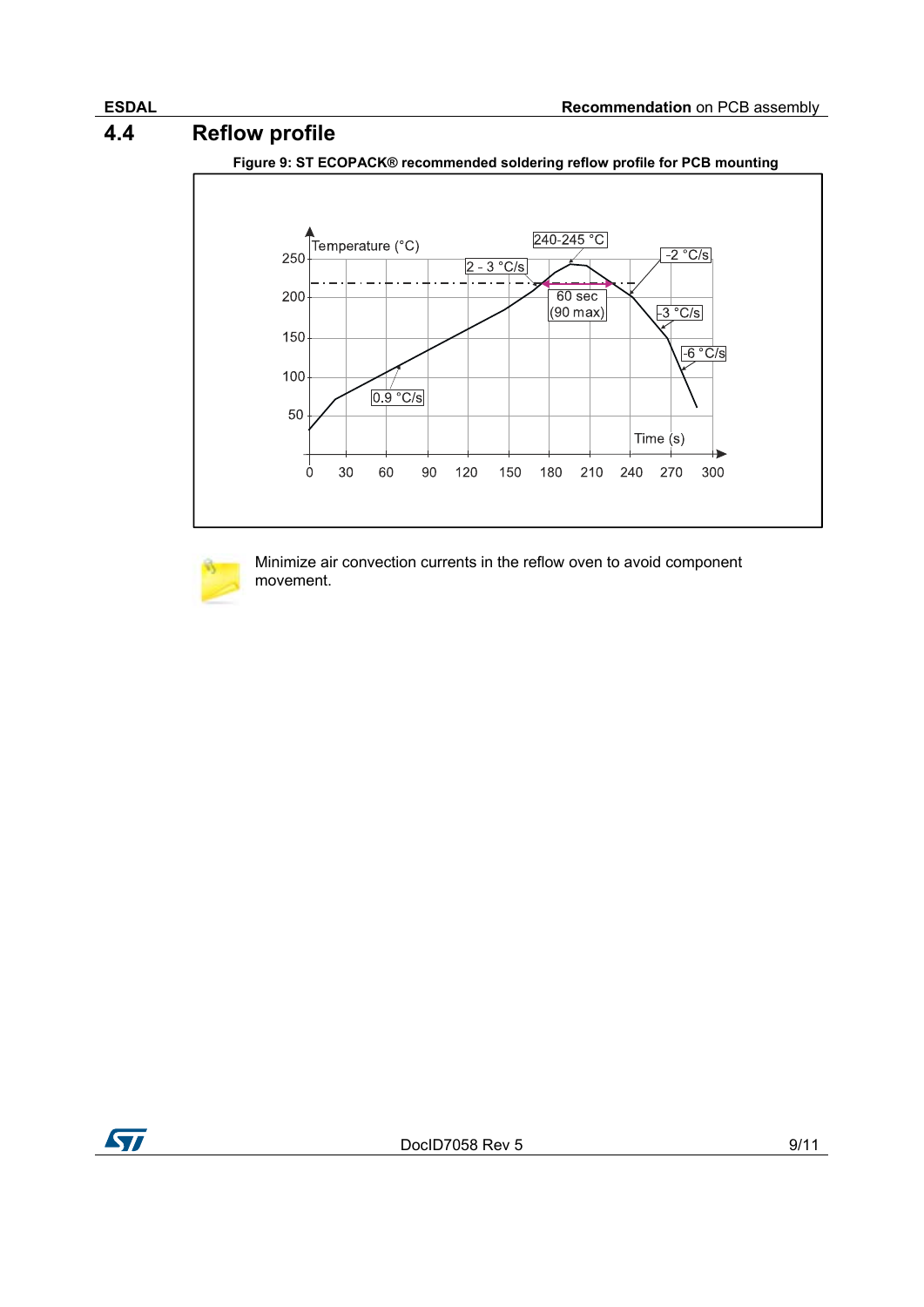## 4.4 Reflow profile

**Figure 9: ST ECOPACK® recommended soldering reflow profile for PCB mounting**

Minimize air convection currents in the reflow oven to avoid component movement.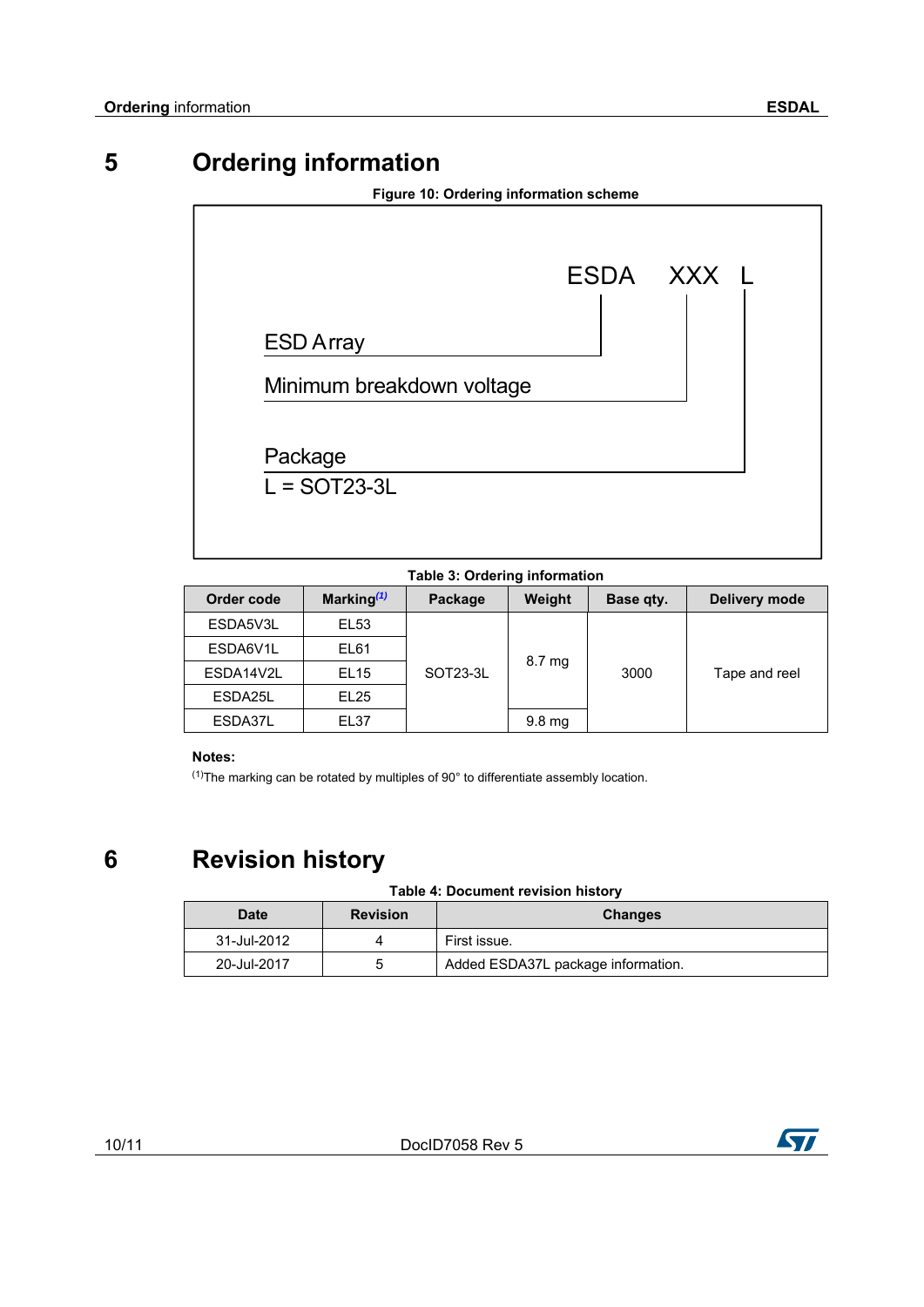# 5 Ordering information

**Figure 10: Ordering information scheme**

ESDA XXX L

- ESD Array (ESDA)
- Minimum breakdown voltage (XXX)
- Package (L)
  - L = SOT23-3L

**Table 3: Ordering information**

| Order code | Marking[(1)] | Package | Weight | Base qty. | Delivery mode |
|---|---|---|---|---|---|
| ESDA5V3L | EL53 | SOT23-3L | 8.7 mg | 3000 | Tape and reel |
| ESDA6V1L | EL61 | | | | |
| ESDA14V2L | EL15 | | | | |
| ESDA25L | EL25 | | | | |
| ESDA37L | EL37 | | 9.8 mg | | |

**Notes:**

[(1)]The marking can be rotated by multiples of 90° to differentiate assembly location.

# 6 Revision history

**Table 4: Document revision history**

| Date | Revision | Changes |
|---|---|---|
| 31-Jul-2012 | 4 | First issue. |
| 20-Jul-2017 | 5 | Added ESDA37L package information. |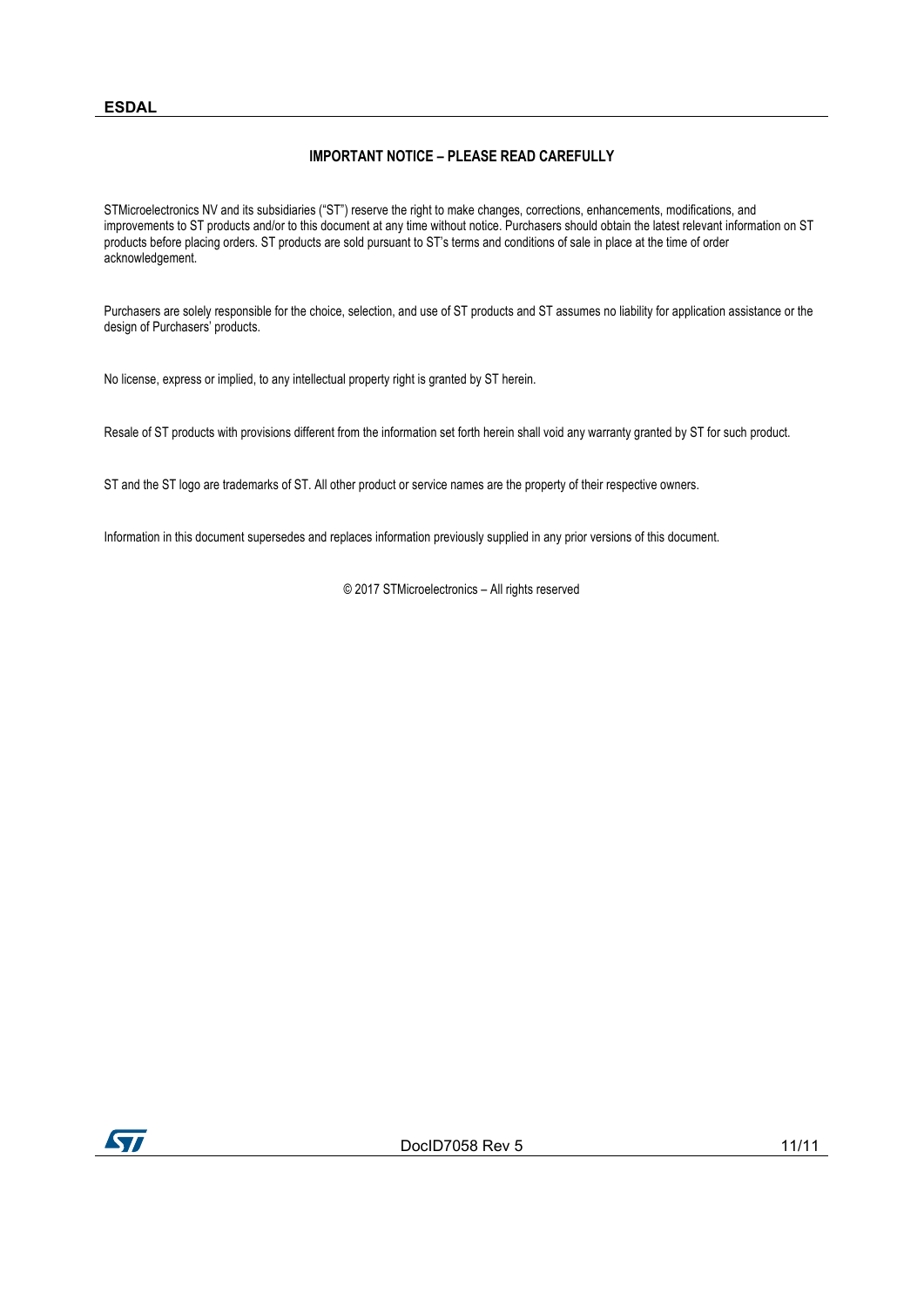**IMPORTANT NOTICE – PLEASE READ CAREFULLY**

STMicroelectronics NV and its subsidiaries (“ST”) reserve the right to make changes, corrections, enhancements, modifications, and improvements to ST products and/or to this document at any time without notice. Purchasers should obtain the latest relevant information on ST products before placing orders. ST products are sold pursuant to ST’s terms and conditions of sale in place at the time of order acknowledgement.

Purchasers are solely responsible for the choice, selection, and use of ST products and ST assumes no liability for application assistance or the design of Purchasers’ products.

No license, express or implied, to any intellectual property right is granted by ST herein.

Resale of ST products with provisions different from the information set forth herein shall void any warranty granted by ST for such product.

ST and the ST logo are trademarks of ST. All other product or service names are the property of their respective owners.

Information in this document supersedes and replaces information previously supplied in any prior versions of this document.

© 2017 STMicroelectronics – All rights reserved